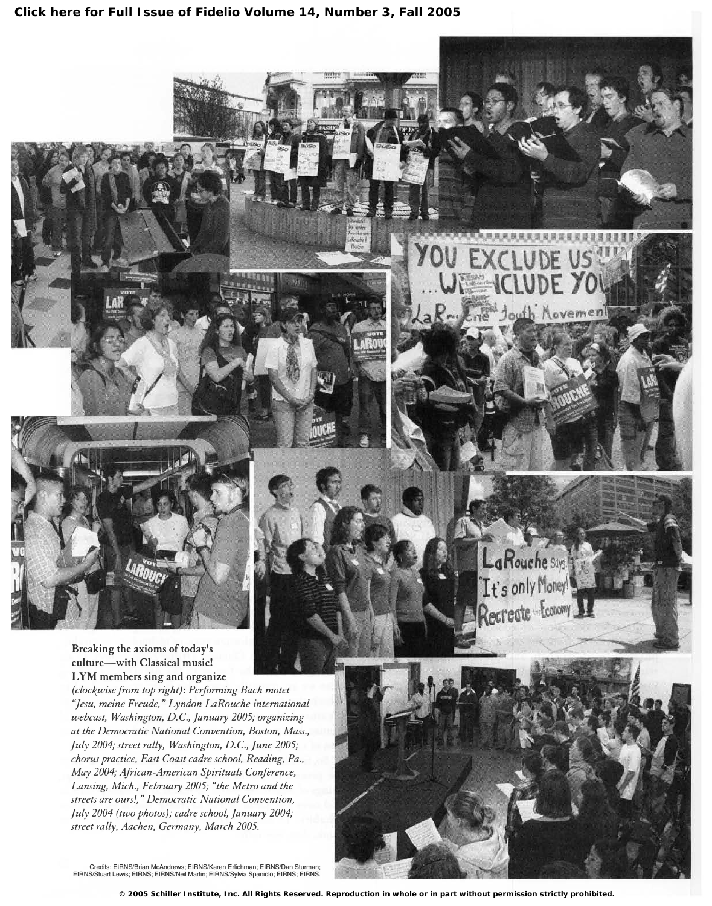**Click here for Full Issue of Fidelio Volume 14, Number 3, Fall 2005**

**Breaking the axioms of today's culture—with Classical music! LYM members sing and organize**
*(clockwise from top right): Performing Bach motet "Jesu, meine Freude," Lyndon LaRouche international webcast, Washington, D.C., January 2005; organizing at the Democratic National Convention, Boston, Mass., July 2004; street rally, Washington, D.C., June 2005; chorus practice, East Coast cadre school, Reading, Pa., May 2004; African-American Spirituals Conference, Lansing, Mich., February 2005; "the Metro and the streets are ours!," Democratic National Convention, July 2004 (two photos); cadre school, January 2004; street rally, Aachen, Germany, March 2005.*

Credits: EIRNS/Brian McAndrews; EIRNS/Karen Erlichman; EIRNS/Dan Sturman; EIRNS/Stuart Lewis; EIRNS; EIRNS/Neil Martin; EIRNS/Sylvia Spaniolo; EIRNS; EIRNS.

© 2005 Schiller Institute, Inc. All Rights Reserved. Reproduction in whole or in part without permission strictly prohibited.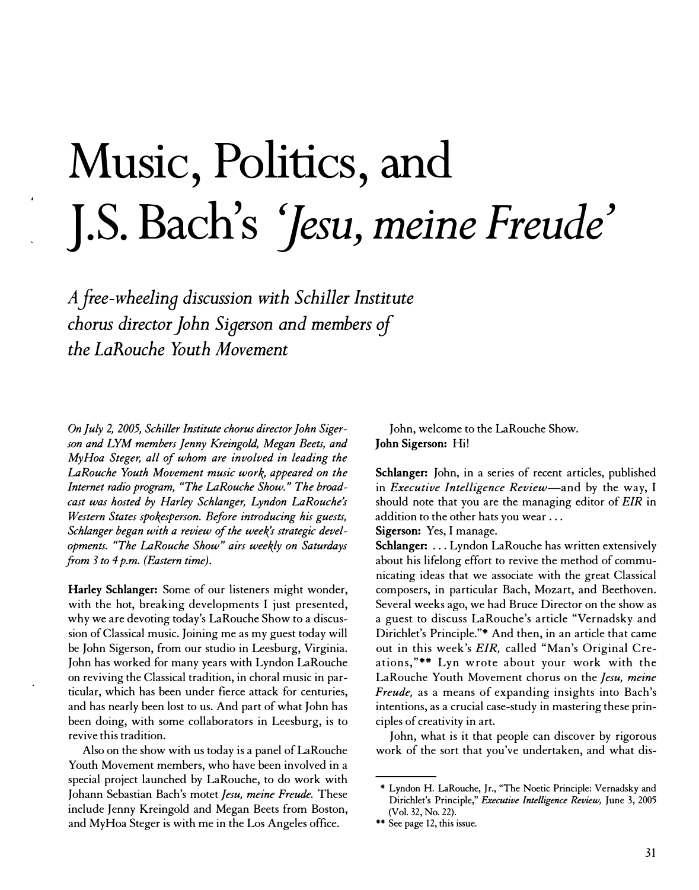# Music, Politics, and J.S. Bach's *'Jesu, meine Freude'*

*A free-wheeling discussion with Schiller Institute chorus director John Sigerson and members of the LaRouche Youth Movement*

*On July 2, 2005, Schiller Institute chorus director John Sigerson and LYM members Jenny Kreingold, Megan Beets, and MyHoa Steger, all of whom are involved in leading the LaRouche Youth Movement music work, appeared on the Internet radio program, "The LaRouche Show." The broadcast was hosted by Harley Schlanger, Lyndon LaRouche's Western States spokesperson. Before introducing his guests, Schlanger began with a review of the week's strategic developments. "The LaRouche Show" airs weekly on Saturdays from 3 to 4 p.m. (Eastern time).*

**Harley Schlanger:** Some of our listeners might wonder, with the hot, breaking developments I just presented, why we are devoting today's LaRouche Show to a discussion of Classical music. Joining me as my guest today will be John Sigerson, from our studio in Leesburg, Virginia. John has worked for many years with Lyndon LaRouche on reviving the Classical tradition, in choral music in particular, which has been under fierce attack for centuries, and has nearly been lost to us. And part of what John has been doing, with some collaborators in Leesburg, is to revive this tradition.

Also on the show with us today is a panel of LaRouche Youth Movement members, who have been involved in a special project launched by LaRouche, to do work with Johann Sebastian Bach's motet *Jesu, meine Freude.* These include Jenny Kreingold and Megan Beets from Boston, and MyHoa Steger is with me in the Los Angeles office.

John, welcome to the LaRouche Show.

**John Sigerson:** Hi!

**Schlanger:** John, in a series of recent articles, published in *Executive Intelligence Review*—and by the way, I should note that you are the managing editor of *EIR* in addition to the other hats you wear . . .

**Sigerson:** Yes, I manage.

**Schlanger:** . . . Lyndon LaRouche has written extensively about his lifelong effort to revive the method of communicating ideas that we associate with the great Classical composers, in particular Bach, Mozart, and Beethoven. Several weeks ago, we had Bruce Director on the show as a guest to discuss LaRouche's article "Vernadsky and Dirichlet's Principle."* And then, in an article that came out in this week's *EIR,* called "Man's Original Creations,"** Lyn wrote about your work with the LaRouche Youth Movement chorus on the *Jesu, meine Freude,* as a means of expanding insights into Bach's intentions, as a crucial case-study in mastering these principles of creativity in art.

John, what is it that people can discover by rigorous work of the sort that you've undertaken, and what dis-

---

\* Lyndon H. LaRouche, Jr., "The Noetic Principle: Vernadsky and Dirichlet's Principle," *Executive Intelligence Review,* June 3, 2005 (Vol. 32, No. 22).

\*\* See page 12, this issue.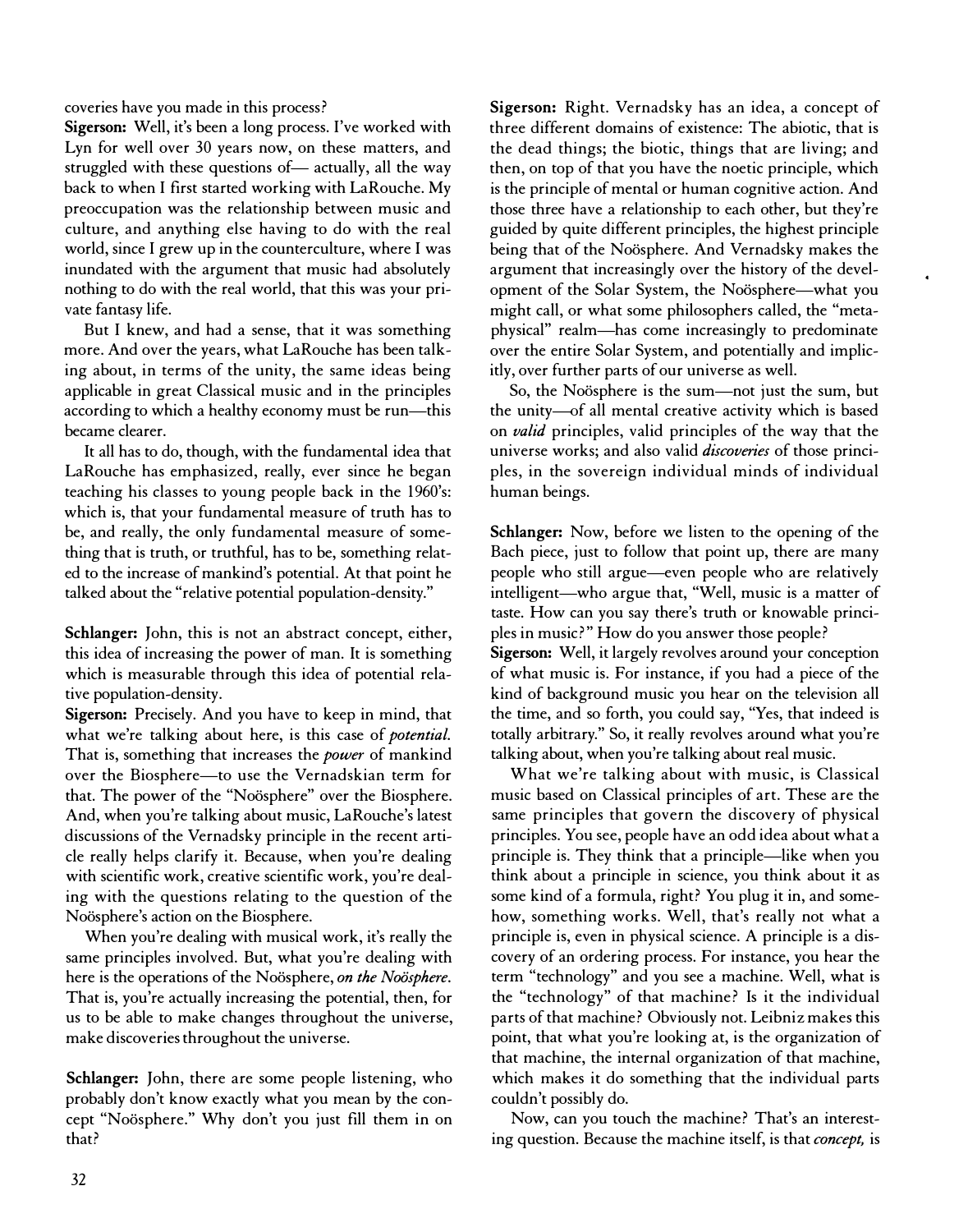coveries have you made in this process?

**Sigerson:** Well, it's been a long process. I've worked with Lyn for well over 30 years now, on these matters, and struggled with these questions of— actually, all the way back to when I first started working with LaRouche. My preoccupation was the relationship between music and culture, and anything else having to do with the real world, since I grew up in the counterculture, where I was inundated with the argument that music had absolutely nothing to do with the real world, that this was your private fantasy life.

But I knew, and had a sense, that it was something more. And over the years, what LaRouche has been talking about, in terms of the unity, the same ideas being applicable in great Classical music and in the principles according to which a healthy economy must be run—this became clearer.

It all has to do, though, with the fundamental idea that LaRouche has emphasized, really, ever since he began teaching his classes to young people back in the 1960's: which is, that your fundamental measure of truth has to be, and really, the only fundamental measure of something that is truth, or truthful, has to be, something related to the increase of mankind's potential. At that point he talked about the "relative potential population-density."

**Schlanger:** John, this is not an abstract concept, either, this idea of increasing the power of man. It is something which is measurable through this idea of potential relative population-density.

**Sigerson:** Precisely. And you have to keep in mind, that what we're talking about here, is this case of *potential.* That is, something that increases the *power* of mankind over the Biosphere—to use the Vernadskian term for that. The power of the "Noösphere" over the Biosphere. And, when you're talking about music, LaRouche's latest discussions of the Vernadsky principle in the recent article really helps clarify it. Because, when you're dealing with scientific work, creative scientific work, you're dealing with the questions relating to the question of the Noösphere's action on the Biosphere.

When you're dealing with musical work, it's really the same principles involved. But, what you're dealing with here is the operations of the Noösphere, *on the Noösphere.* That is, you're actually increasing the potential, then, for us to be able to make changes throughout the universe, make discoveries throughout the universe.

**Schlanger:** John, there are some people listening, who probably don't know exactly what you mean by the concept "Noösphere." Why don't you just fill them in on that?

**Sigerson:** Right. Vernadsky has an idea, a concept of three different domains of existence: The abiotic, that is the dead things; the biotic, things that are living; and then, on top of that you have the noetic principle, which is the principle of mental or human cognitive action. And those three have a relationship to each other, but they're guided by quite different principles, the highest principle being that of the Noösphere. And Vernadsky makes the argument that increasingly over the history of the development of the Solar System, the Noösphere—what you might call, or what some philosophers called, the "metaphysical" realm—has come increasingly to predominate over the entire Solar System, and potentially and implicitly, over further parts of our universe as well.

So, the Noösphere is the sum—not just the sum, but the unity—of all mental creative activity which is based on *valid* principles, valid principles of the way that the universe works; and also valid *discoveries* of those principles, in the sovereign individual minds of individual human beings.

**Schlanger:** Now, before we listen to the opening of the Bach piece, just to follow that point up, there are many people who still argue—even people who are relatively intelligent—who argue that, "Well, music is a matter of taste. How can you say there's truth or knowable principles in music?" How do you answer those people?

**Sigerson:** Well, it largely revolves around your conception of what music is. For instance, if you had a piece of the kind of background music you hear on the television all the time, and so forth, you could say, "Yes, that indeed is totally arbitrary." So, it really revolves around what you're talking about, when you're talking about real music.

What we're talking about with music, is Classical music based on Classical principles of art. These are the same principles that govern the discovery of physical principles. You see, people have an odd idea about what a principle is. They think that a principle—like when you think about a principle in science, you think about it as some kind of a formula, right? You plug it in, and somehow, something works. Well, that's really not what a principle is, even in physical science. A principle is a discovery of an ordering process. For instance, you hear the term "technology" and you see a machine. Well, what is the "technology" of that machine? Is it the individual parts of that machine? Obviously not. Leibniz makes this point, that what you're looking at, is the organization of that machine, the internal organization of that machine, which makes it do something that the individual parts couldn't possibly do.

Now, can you touch the machine? That's an interesting question. Because the machine itself, is that *concept,* is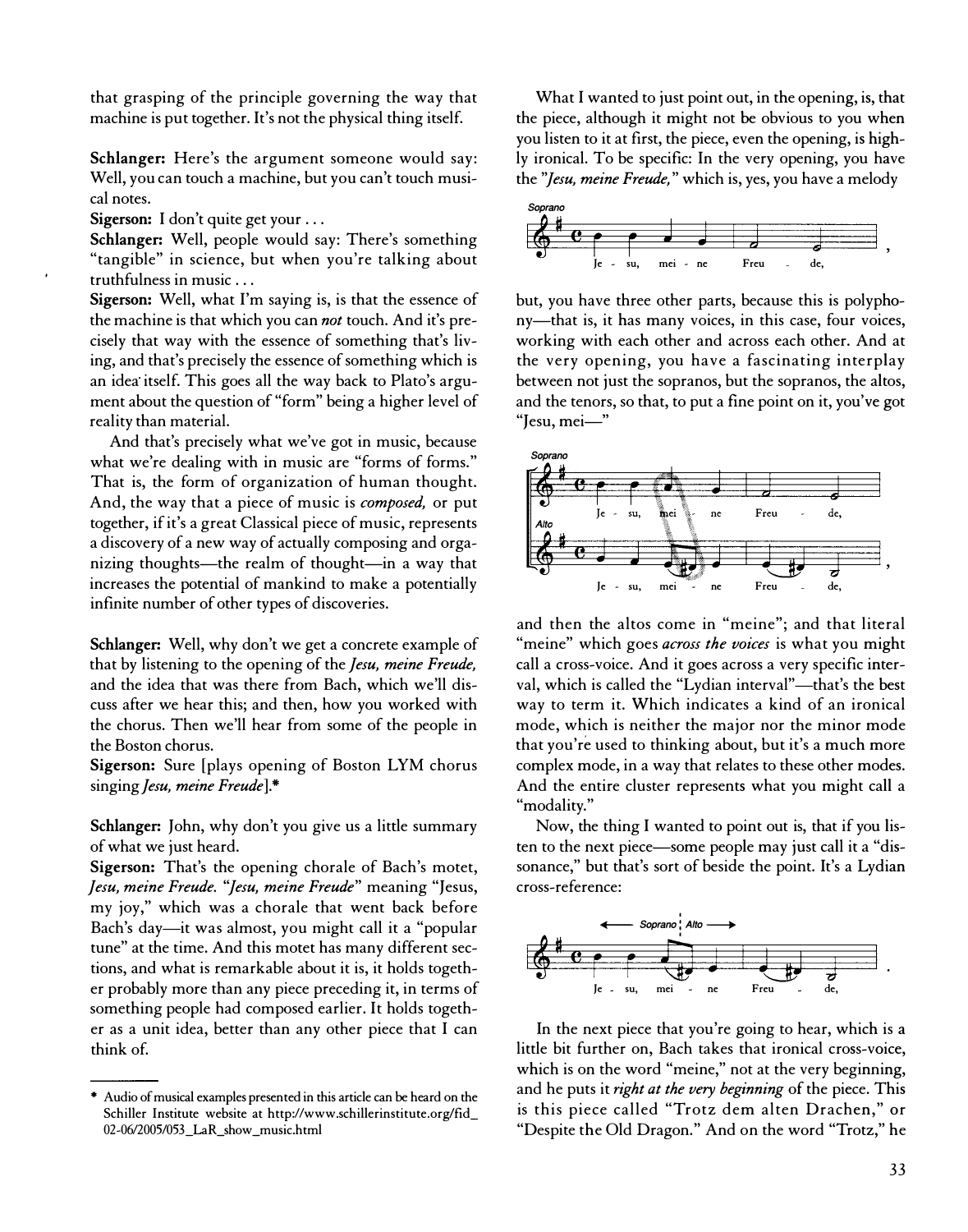that grasping of the principle governing the way that machine is put together. It's not the physical thing itself.

**Schlanger:** Here's the argument someone would say: Well, you can touch a machine, but you can't touch musical notes.

**Sigerson:** I don't quite get your . . .

**Schlanger:** Well, people would say: There's something "tangible" in science, but when you're talking about truthfulness in music . . .

**Sigerson:** Well, what I'm saying is, is that the essence of the machine is that which you can *not* touch. And it's precisely that way with the essence of something that's living, and that's precisely the essence of something which is an idea itself. This goes all the way back to Plato's argument about the question of "form" being a higher level of reality than material.

And that's precisely what we've got in music, because what we're dealing with in music are "forms of forms." That is, the form of organization of human thought. And, the way that a piece of music is *composed,* or put together, if it's a great Classical piece of music, represents a discovery of a new way of actually composing and organizing thoughts—the realm of thought—in a way that increases the potential of mankind to make a potentially infinite number of other types of discoveries.

**Schlanger:** Well, why don't we get a concrete example of that by listening to the opening of the *Jesu, meine Freude,* and the idea that was there from Bach, which we'll discuss after we hear this; and then, how you worked with the chorus. Then we'll hear from some of the people in the Boston chorus.

**Sigerson:** Sure [plays opening of Boston LYM chorus singing *Jesu, meine Freude*].*

**Schlanger:** John, why don't you give us a little summary of what we just heard.

**Sigerson:** That's the opening chorale of Bach's motet, *Jesu, meine Freude. "Jesu, meine Freude"* meaning "Jesus, my joy," which was a chorale that went back before Bach's day—it was almost, you might call it a "popular tune" at the time. And this motet has many different sections, and what is remarkable about it is, it holds together probably more than any piece preceding it, in terms of something people had composed earlier. It holds together as a unit idea, better than any other piece that I can think of.

What I wanted to just point out, in the opening, is, that the piece, although it might not be obvious to you when you listen to it at first, the piece, even the opening, is highly ironical. To be specific: In the very opening, you have the *"Jesu, meine Freude,"* which is, yes, you have a melody

Soprano

Je - su, mei - ne Freu - de,

but, you have three other parts, because this is polyphony—that is, it has many voices, in this case, four voices, working with each other and across each other. And at the very opening, you have a fascinating interplay between not just the sopranos, but the sopranos, the altos, and the tenors, so that, to put a fine point on it, you've got "Jesu, mei—"

Soprano

Je - su, mei - ne Freu - de,

Alto

Je - su, mei - ne Freu - de,

and then the altos come in "meine"; and that literal "meine" which goes *across the voices* is what you might call a cross-voice. And it goes across a very specific interval, which is called the "Lydian interval"—that's the best way to term it. Which indicates a kind of an ironical mode, which is neither the major nor the minor mode that you're used to thinking about, but it's a much more complex mode, in a way that relates to these other modes. And the entire cluster represents what you might call a "modality."

Now, the thing I wanted to point out is, that if you listen to the next piece—some people may just call it a "dissonance," but that's sort of beside the point. It's a Lydian cross-reference:

← Soprano | Alto →

Je - su, mei - ne Freu - de,

In the next piece that you're going to hear, which is a little bit further on, Bach takes that ironical cross-voice, which is on the word "meine," not at the very beginning, and he puts it *right at the very beginning* of the piece. This is this piece called "Trotz dem alten Drachen," or "Despite the Old Dragon." And on the word "Trotz," he

---

\* Audio of musical examples presented in this article can be heard on the Schiller Institute website at http://www.schillerinstitute.org/fid_02-06/2005/053_LaR_show_music.html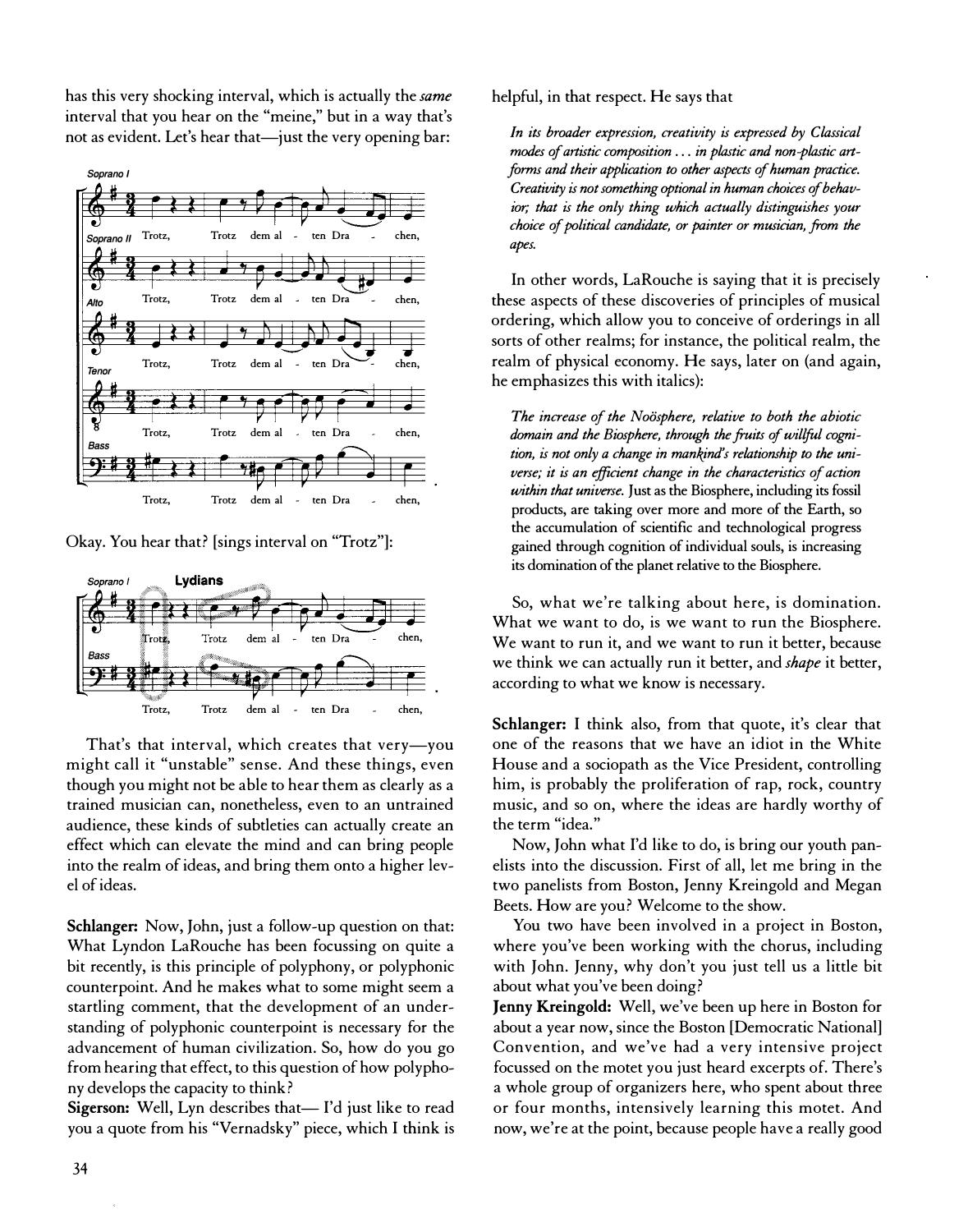has this very shocking interval, which is actually the *same* interval that you hear on the "meine," but in a way that's not as evident. Let's hear that—just the very opening bar:

Okay. You hear that? [sings interval on "Trotz"]:

That's that interval, which creates that very—you might call it "unstable" sense. And these things, even though you might not be able to hear them as clearly as a trained musician can, nonetheless, even to an untrained audience, these kinds of subtleties can actually create an effect which can elevate the mind and can bring people into the realm of ideas, and bring them onto a higher level of ideas.

**Schlanger:** Now, John, just a follow-up question on that: What Lyndon LaRouche has been focussing on quite a bit recently, is this principle of polyphony, or polyphonic counterpoint. And he makes what to some might seem a startling comment, that the development of an understanding of polyphonic counterpoint is necessary for the advancement of human civilization. So, how do you go from hearing that effect, to this question of how polyphony develops the capacity to think?

**Sigerson:** Well, Lyn describes that— I'd just like to read you a quote from his "Vernadsky" piece, which I think is helpful, in that respect. He says that

> *In its broader expression, creativity is expressed by Classical modes of artistic composition . . . in plastic and non-plastic art-forms and their application to other aspects of human practice. Creativity is not something optional in human choices of behavior; that is the only thing which actually distinguishes your choice of political candidate, or painter or musician, from the apes.*

In other words, LaRouche is saying that it is precisely these aspects of these discoveries of principles of musical ordering, which allow you to conceive of orderings in all sorts of other realms; for instance, the political realm, the realm of physical economy. He says, later on (and again, he emphasizes this with italics):

> *The increase of the Noösphere, relative to both the abiotic domain and the Biosphere, through the fruits of willful cognition, is not only a change in mankind's relationship to the universe; it is an efficient change in the characteristics of action within that universe.* Just as the Biosphere, including its fossil products, are taking over more and more of the Earth, so the accumulation of scientific and technological progress gained through cognition of individual souls, is increasing its domination of the planet relative to the Biosphere.

So, what we're talking about here, is domination. What we want to do, is we want to run the Biosphere. We want to run it, and we want to run it better, because we think we can actually run it better, and *shape* it better, according to what we know is necessary.

**Schlanger:** I think also, from that quote, it's clear that one of the reasons that we have an idiot in the White House and a sociopath as the Vice President, controlling him, is probably the proliferation of rap, rock, country music, and so on, where the ideas are hardly worthy of the term "idea."

Now, John what I'd like to do, is bring our youth panelists into the discussion. First of all, let me bring in the two panelists from Boston, Jenny Kreingold and Megan Beets. How are you? Welcome to the show.

You two have been involved in a project in Boston, where you've been working with the chorus, including with John. Jenny, why don't you just tell us a little bit about what you've been doing?

**Jenny Kreingold:** Well, we've been up here in Boston for about a year now, since the Boston [Democratic National] Convention, and we've had a very intensive project focussed on the motet you just heard excerpts of. There's a whole group of organizers here, who spent about three or four months, intensively learning this motet. And now, we're at the point, because people have a really good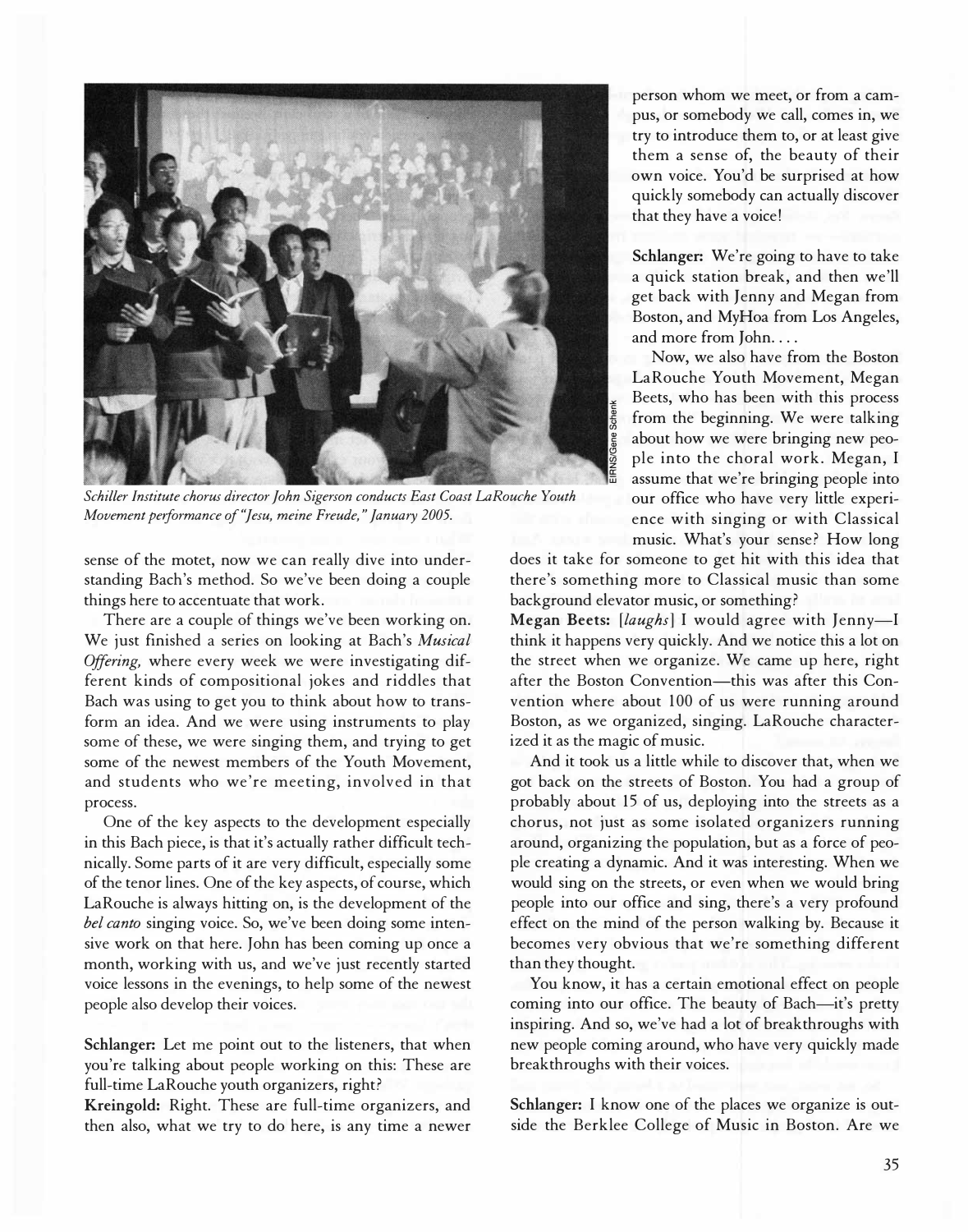*Schiller Institute chorus director John Sigerson conducts East Coast LaRouche Youth Movement performance of "Jesu, meine Freude," January 2005.*

sense of the motet, now we can really dive into understanding Bach's method. So we've been doing a couple things here to accentuate that work.

There are a couple of things we've been working on. We just finished a series on looking at Bach's *Musical Offering,* where every week we were investigating different kinds of compositional jokes and riddles that Bach was using to get you to think about how to transform an idea. And we were using instruments to play some of these, we were singing them, and trying to get some of the newest members of the Youth Movement, and students who we're meeting, involved in that process.

One of the key aspects to the development especially in this Bach piece, is that it's actually rather difficult technically. Some parts of it are very difficult, especially some of the tenor lines. One of the key aspects, of course, which LaRouche is always hitting on, is the development of the *bel canto* singing voice. So, we've been doing some intensive work on that here. John has been coming up once a month, working with us, and we've just recently started voice lessons in the evenings, to help some of the newest people also develop their voices.

**Schlanger:** Let me point out to the listeners, that when you're talking about people working on this: These are full-time LaRouche youth organizers, right?

**Kreingold:** Right. These are full-time organizers, and then also, what we try to do here, is any time a newer person whom we meet, or from a campus, or somebody we call, comes in, we try to introduce them to, or at least give them a sense of, the beauty of their own voice. You'd be surprised at how quickly somebody can actually discover that they have a voice!

**Schlanger:** We're going to have to take a quick station break, and then we'll get back with Jenny and Megan from Boston, and MyHoa from Los Angeles, and more from John. . . .

Now, we also have from the Boston LaRouche Youth Movement, Megan Beets, who has been with this process from the beginning. We were talking about how we were bringing new people into the choral work. Megan, I assume that we're bringing people into our office who have very little experience with singing or with Classical music. What's your sense? How long does it take for someone to get hit with this idea that there's something more to Classical music than some background elevator music, or something?

**Megan Beets:** *[laughs]* I would agree with Jenny—I think it happens very quickly. And we notice this a lot on the street when we organize. We came up here, right after the Boston Convention—this was after this Convention where about 100 of us were running around Boston, as we organized, singing. LaRouche characterized it as the magic of music.

And it took us a little while to discover that, when we got back on the streets of Boston. You had a group of probably about 15 of us, deploying into the streets as a chorus, not just as some isolated organizers running around, organizing the population, but as a force of people creating a dynamic. And it was interesting. When we would sing on the streets, or even when we would bring people into our office and sing, there's a very profound effect on the mind of the person walking by. Because it becomes very obvious that we're something different than they thought.

You know, it has a certain emotional effect on people coming into our office. The beauty of Bach—it's pretty inspiring. And so, we've had a lot of breakthroughs with new people coming around, who have very quickly made breakthroughs with their voices.

**Schlanger:** I know one of the places we organize is outside the Berklee College of Music in Boston. Are we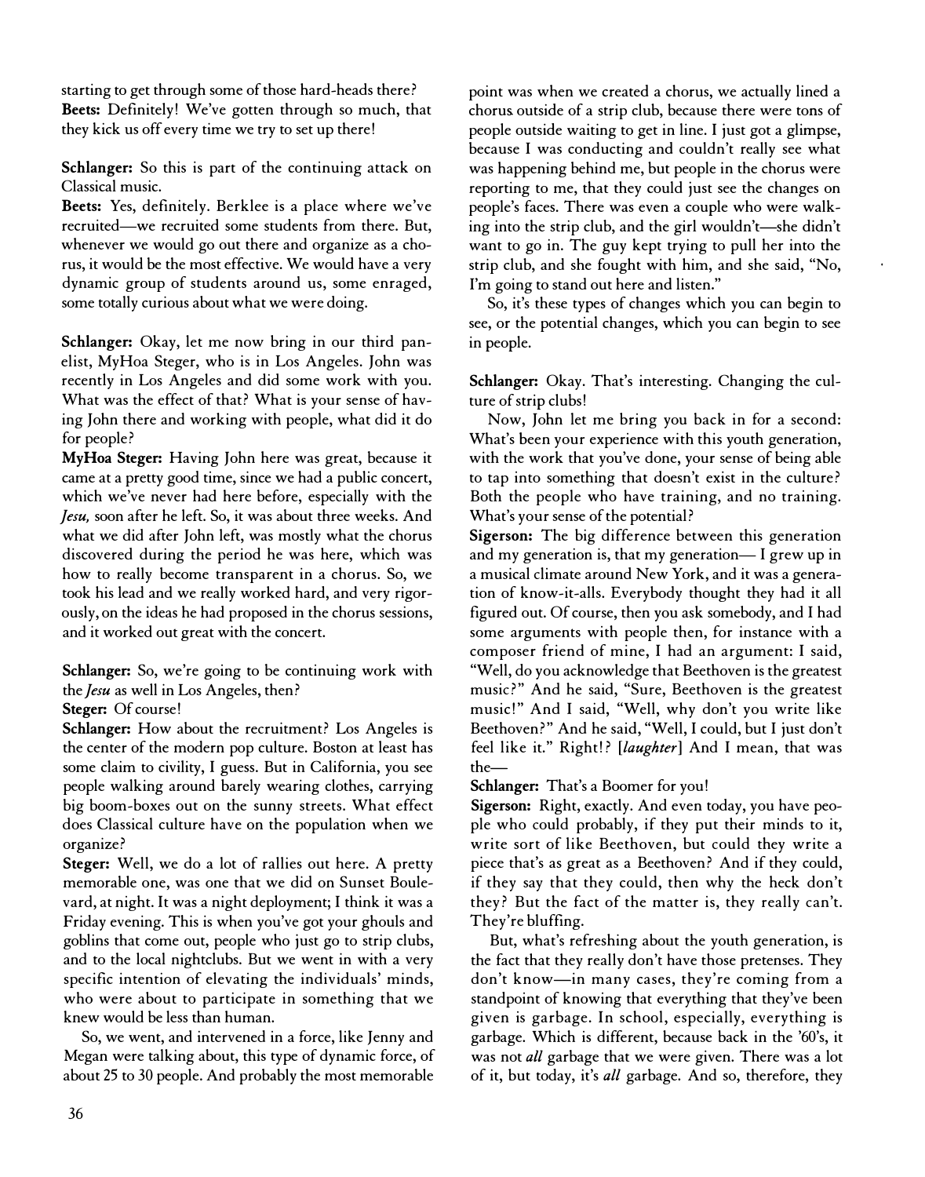starting to get through some of those hard-heads there?

**Beets:** Definitely! We've gotten through so much, that they kick us off every time we try to set up there!

**Schlanger:** So this is part of the continuing attack on Classical music.

**Beets:** Yes, definitely. Berklee is a place where we've recruited—we recruited some students from there. But, whenever we would go out there and organize as a chorus, it would be the most effective. We would have a very dynamic group of students around us, some enraged, some totally curious about what we were doing.

**Schlanger:** Okay, let me now bring in our third panelist, MyHoa Steger, who is in Los Angeles. John was recently in Los Angeles and did some work with you. What was the effect of that? What is your sense of having John there and working with people, what did it do for people?

**MyHoa Steger:** Having John here was great, because it came at a pretty good time, since we had a public concert, which we've never had here before, especially with the *Jesu,* soon after he left. So, it was about three weeks. And what we did after John left, was mostly what the chorus discovered during the period he was here, which was how to really become transparent in a chorus. So, we took his lead and we really worked hard, and very rigorously, on the ideas he had proposed in the chorus sessions, and it worked out great with the concert.

**Schlanger:** So, we're going to be continuing work with the *Jesu* as well in Los Angeles, then?

**Steger:** Of course!

**Schlanger:** How about the recruitment? Los Angeles is the center of the modern pop culture. Boston at least has some claim to civility, I guess. But in California, you see people walking around barely wearing clothes, carrying big boom-boxes out on the sunny streets. What effect does Classical culture have on the population when we organize?

**Steger:** Well, we do a lot of rallies out here. A pretty memorable one, was one that we did on Sunset Boulevard, at night. It was a night deployment; I think it was a Friday evening. This is when you've got your ghouls and goblins that come out, people who just go to strip clubs, and to the local nightclubs. But we went in with a very specific intention of elevating the individuals' minds, who were about to participate in something that we knew would be less than human.

So, we went, and intervened in a force, like Jenny and Megan were talking about, this type of dynamic force, of about 25 to 30 people. And probably the most memorable point was when we created a chorus, we actually lined a chorus outside of a strip club, because there were tons of people outside waiting to get in line. I just got a glimpse, because I was conducting and couldn't really see what was happening behind me, but people in the chorus were reporting to me, that they could just see the changes on people's faces. There was even a couple who were walking into the strip club, and the girl wouldn't—she didn't want to go in. The guy kept trying to pull her into the strip club, and she fought with him, and she said, "No, I'm going to stand out here and listen."

So, it's these types of changes which you can begin to see, or the potential changes, which you can begin to see in people.

**Schlanger:** Okay. That's interesting. Changing the culture of strip clubs!

Now, John let me bring you back in for a second: What's been your experience with this youth generation, with the work that you've done, your sense of being able to tap into something that doesn't exist in the culture? Both the people who have training, and no training. What's your sense of the potential?

**Sigerson:** The big difference between this generation and my generation is, that my generation— I grew up in a musical climate around New York, and it was a generation of know-it-alls. Everybody thought they had it all figured out. Of course, then you ask somebody, and I had some arguments with people then, for instance with a composer friend of mine, I had an argument: I said, "Well, do you acknowledge that Beethoven is the greatest music?" And he said, "Sure, Beethoven is the greatest music!" And I said, "Well, why don't you write like Beethoven?" And he said, "Well, I could, but I just don't feel like it." Right!? *[laughter]* And I mean, that was the—

**Schlanger:** That's a Boomer for you!

**Sigerson:** Right, exactly. And even today, you have people who could probably, if they put their minds to it, write sort of like Beethoven, but could they write a piece that's as great as a Beethoven? And if they could, if they say that they could, then why the heck don't they? But the fact of the matter is, they really can't. They're bluffing.

But, what's refreshing about the youth generation, is the fact that they really don't have those pretenses. They don't know—in many cases, they're coming from a standpoint of knowing that everything that they've been given is garbage. In school, especially, everything is garbage. Which is different, because back in the '60's, it was not *all* garbage that we were given. There was a lot of it, but today, it's *all* garbage. And so, therefore, they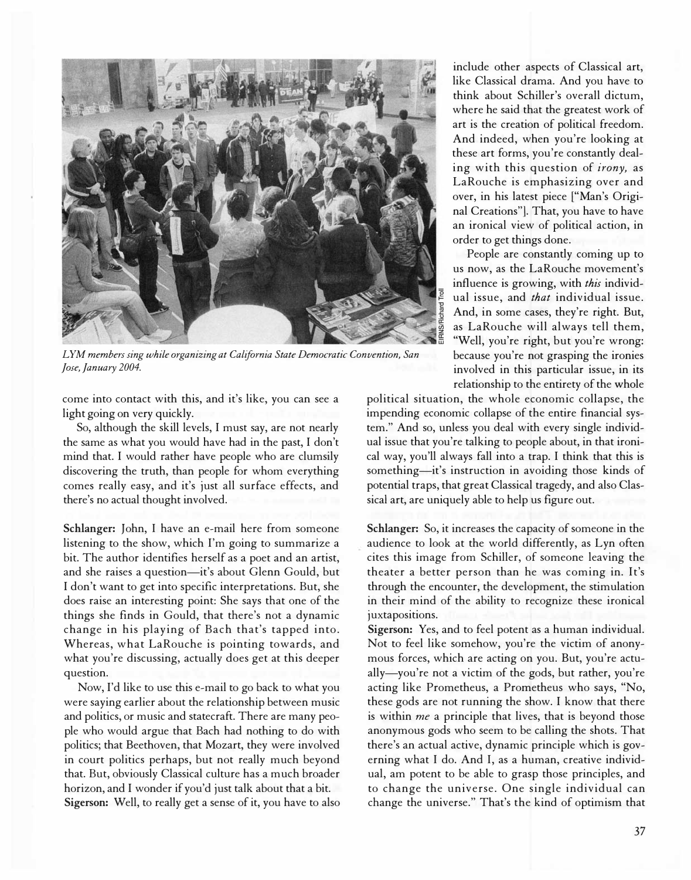*LYM members sing while organizing at California State Democratic Convention, San Jose, January 2004.*

come into contact with this, and it's like, you can see a light going on very quickly.

So, although the skill levels, I must say, are not nearly the same as what you would have had in the past, I don't mind that. I would rather have people who are clumsily discovering the truth, than people for whom everything comes really easy, and it's just all surface effects, and there's no actual thought involved.

**Schlanger:** John, I have an e-mail here from someone listening to the show, which I'm going to summarize a bit. The author identifies herself as a poet and an artist, and she raises a question—it's about Glenn Gould, but I don't want to get into specific interpretations. But, she does raise an interesting point: She says that one of the things she finds in Gould, that there's not a dynamic change in his playing of Bach that's tapped into. Whereas, what LaRouche is pointing towards, and what you're discussing, actually does get at this deeper question.

Now, I'd like to use this e-mail to go back to what you were saying earlier about the relationship between music and politics, or music and statecraft. There are many people who would argue that Bach had nothing to do with politics; that Beethoven, that Mozart, they were involved in court politics perhaps, but not really much beyond that. But, obviously Classical culture has a much broader horizon, and I wonder if you'd just talk about that a bit.

**Sigerson:** Well, to really get a sense of it, you have to also include other aspects of Classical art, like Classical drama. And you have to think about Schiller's overall dictum, where he said that the greatest work of art is the creation of political freedom. And indeed, when you're looking at these art forms, you're constantly dealing with this question of *irony,* as LaRouche is emphasizing over and over, in his latest piece ["Man's Original Creations"]. That, you have to have an ironical view of political action, in order to get things done.

People are constantly coming up to us now, as the LaRouche movement's influence is growing, with *this* individual issue, and *that* individual issue. And, in some cases, they're right. But, as LaRouche will always tell them, "Well, you're right, but you're wrong: because you're not grasping the ironies involved in this particular issue, in its relationship to the entirety of the whole political situation, the whole economic collapse, the impending economic collapse of the entire financial system." And so, unless you deal with every single individual issue that you're talking to people about, in that ironical way, you'll always fall into a trap. I think that this is something—it's instruction in avoiding those kinds of potential traps, that great Classical tragedy, and also Classical art, are uniquely able to help us figure out.

**Schlanger:** So, it increases the capacity of someone in the audience to look at the world differently, as Lyn often cites this image from Schiller, of someone leaving the theater a better person than he was coming in. It's through the encounter, the development, the stimulation in their mind of the ability to recognize these ironical juxtapositions.

**Sigerson:** Yes, and to feel potent as a human individual. Not to feel like somehow, you're the victim of anonymous forces, which are acting on you. But, you're actually—you're not a victim of the gods, but rather, you're acting like Prometheus, a Prometheus who says, "No, these gods are not running the show. I know that there is within *me* a principle that lives, that is beyond those anonymous gods who seem to be calling the shots. That there's an actual active, dynamic principle which is governing what I do. And I, as a human, creative individual, am potent to be able to grasp those principles, and to change the universe. One single individual can change the universe." That's the kind of optimism that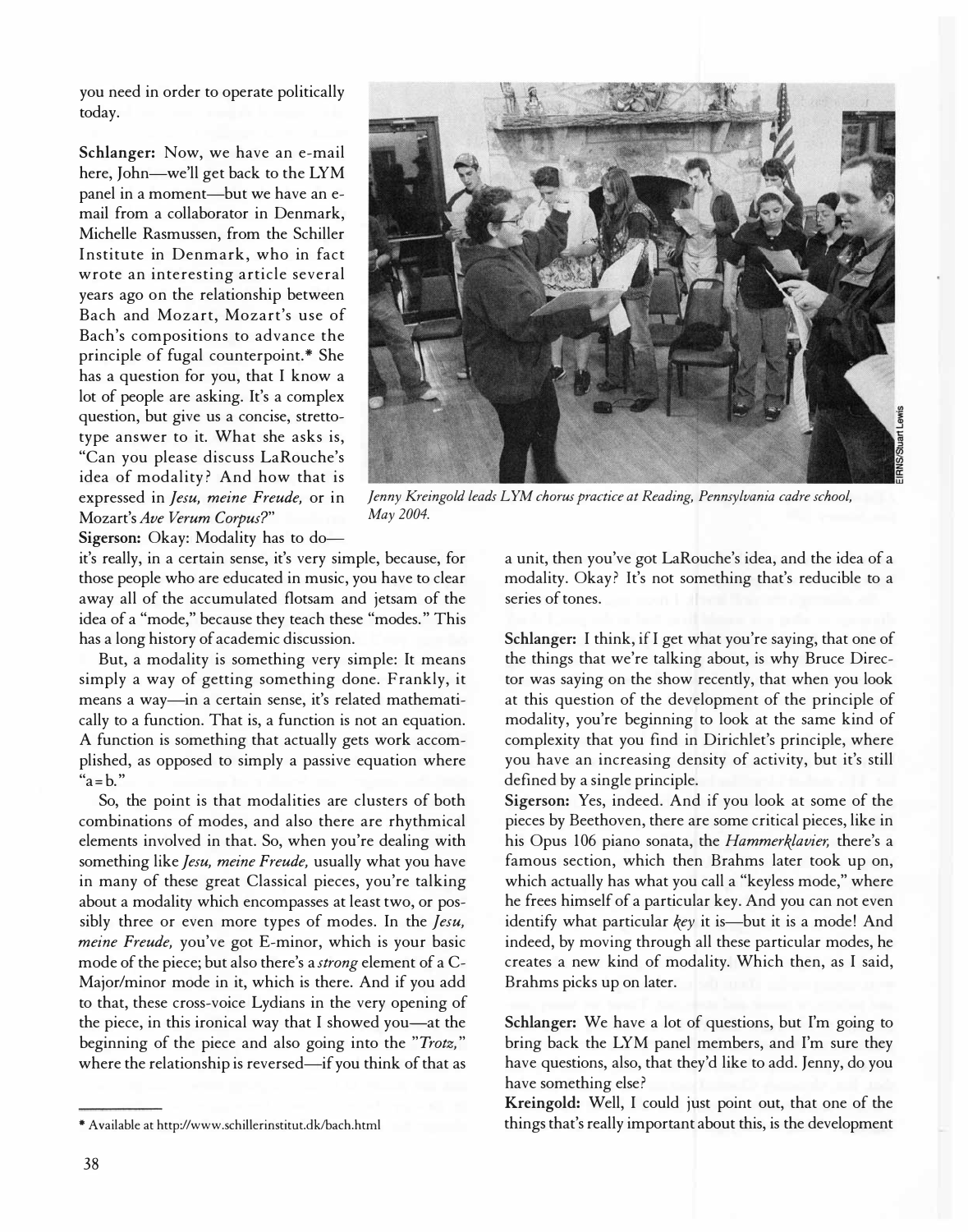you need in order to operate politically today.

**Schlanger:** Now, we have an e-mail here, John—we'll get back to the LYM panel in a moment—but we have an e-mail from a collaborator in Denmark, Michelle Rasmussen, from the Schiller Institute in Denmark, who in fact wrote an interesting article several years ago on the relationship between Bach and Mozart, Mozart's use of Bach's compositions to advance the principle of fugal counterpoint.* She has a question for you, that I know a lot of people are asking. It's a complex question, but give us a concise, stretto-type answer to it. What she asks is, "Can you please discuss LaRouche's idea of modality? And how that is expressed in *Jesu, meine Freude,* or in Mozart's *Ave Verum Corpus?*"

*Jenny Kreingold leads LYM chorus practice at Reading, Pennsylvania cadre school, May 2004.*

**Sigerson:** Okay: Modality has to do—it's really, in a certain sense, it's very simple, because, for those people who are educated in music, you have to clear away all of the accumulated flotsam and jetsam of the idea of a "mode," because they teach these "modes." This has a long history of academic discussion.

But, a modality is something very simple: It means simply a way of getting something done. Frankly, it means a way—in a certain sense, it's related mathematically to a function. That is, a function is not an equation. A function is something that actually gets work accomplished, as opposed to simply a passive equation where "a = b."

So, the point is that modalities are clusters of both combinations of modes, and also there are rhythmical elements involved in that. So, when you're dealing with something like *Jesu, meine Freude,* usually what you have in many of these great Classical pieces, you're talking about a modality which encompasses at least two, or possibly three or even more types of modes. In the *Jesu, meine Freude,* you've got E-minor, which is your basic mode of the piece; but also there's a *strong* element of a C-Major/minor mode in it, which is there. And if you add to that, these cross-voice Lydians in the very opening of the piece, in this ironical way that I showed you—at the beginning of the piece and also going into the "*Trotz,*" where the relationship is reversed—if you think of that as a unit, then you've got LaRouche's idea, and the idea of a modality. Okay? It's not something that's reducible to a series of tones.

**Schlanger:** I think, if I get what you're saying, that one of the things that we're talking about, is why Bruce Director was saying on the show recently, that when you look at this question of the development of the principle of modality, you're beginning to look at the same kind of complexity that you find in Dirichlet's principle, where you have an increasing density of activity, but it's still defined by a single principle.

**Sigerson:** Yes, indeed. And if you look at some of the pieces by Beethoven, there are some critical pieces, like in his Opus 106 piano sonata, the *Hammerklavier,* there's a famous section, which then Brahms later took up on, which actually has what you call a "keyless mode," where he frees himself of a particular key. And you can not even identify what particular *key* it is—but it is a mode! And indeed, by moving through all these particular modes, he creates a new kind of modality. Which then, as I said, Brahms picks up on later.

**Schlanger:** We have a lot of questions, but I'm going to bring back the LYM panel members, and I'm sure they have questions, also, that they'd like to add. Jenny, do you have something else?

**Kreingold:** Well, I could just point out, that one of the things that's really important about this, is the development

---

\* Available at http://www.schillerinstitut.dk/bach.html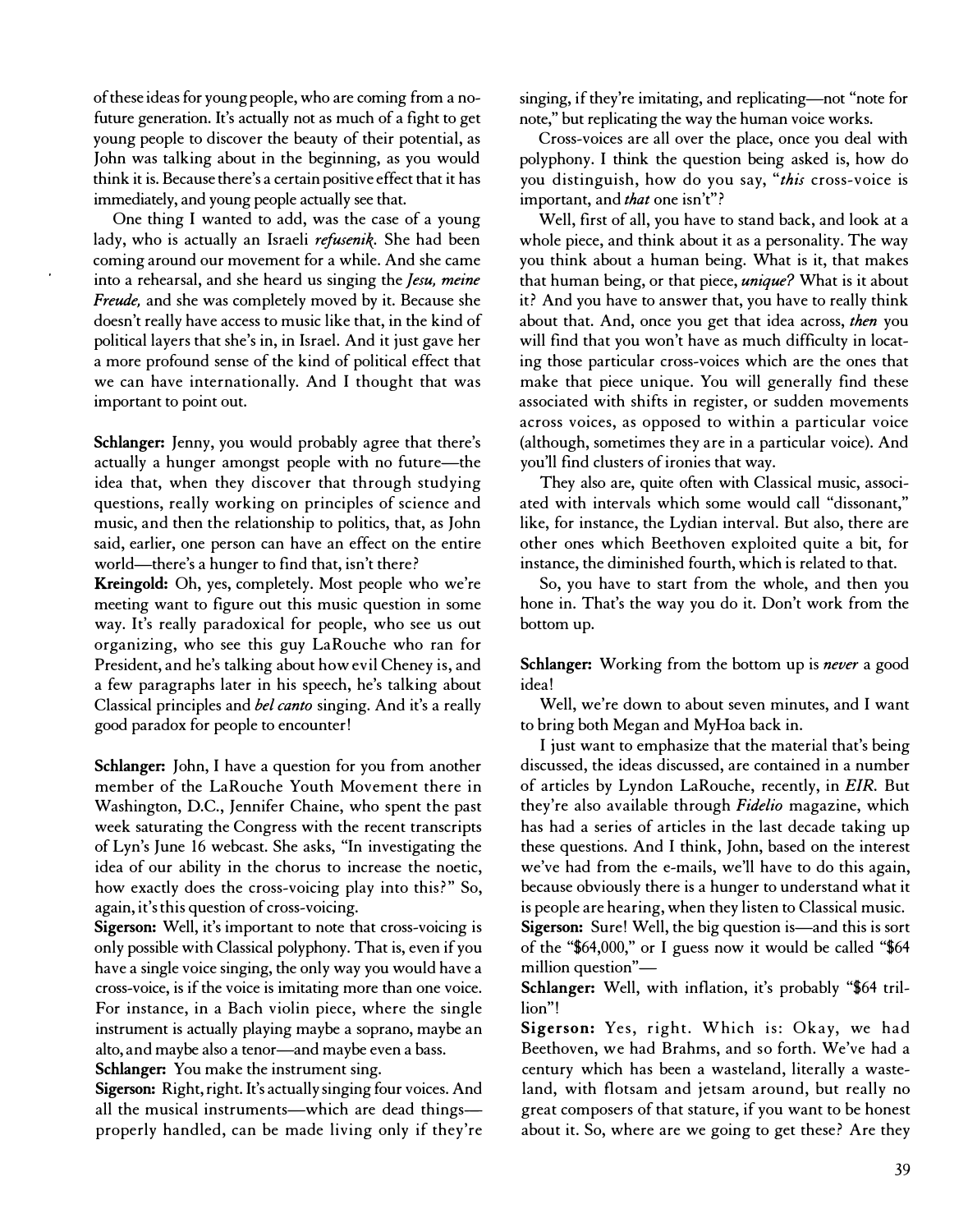of these ideas for young people, who are coming from a no-future generation. It's actually not as much of a fight to get young people to discover the beauty of their potential, as John was talking about in the beginning, as you would think it is. Because there's a certain positive effect that it has immediately, and young people actually see that.

One thing I wanted to add, was the case of a young lady, who is actually an Israeli *refusenik*. She had been coming around our movement for a while. And she came into a rehearsal, and she heard us singing the *Jesu, meine Freude,* and she was completely moved by it. Because she doesn't really have access to music like that, in the kind of political layers that she's in, in Israel. And it just gave her a more profound sense of the kind of political effect that we can have internationally. And I thought that was important to point out.

**Schlanger:** Jenny, you would probably agree that there's actually a hunger amongst people with no future—the idea that, when they discover that through studying questions, really working on principles of science and music, and then the relationship to politics, that, as John said, earlier, one person can have an effect on the entire world—there's a hunger to find that, isn't there?

**Kreingold:** Oh, yes, completely. Most people who we're meeting want to figure out this music question in some way. It's really paradoxical for people, who see us out organizing, who see this guy LaRouche who ran for President, and he's talking about how evil Cheney is, and a few paragraphs later in his speech, he's talking about Classical principles and *bel canto* singing. And it's a really good paradox for people to encounter!

**Schlanger:** John, I have a question for you from another member of the LaRouche Youth Movement there in Washington, D.C., Jennifer Chaine, who spent the past week saturating the Congress with the recent transcripts of Lyn's June 16 webcast. She asks, "In investigating the idea of our ability in the chorus to increase the noetic, how exactly does the cross-voicing play into this?" So, again, it's this question of cross-voicing.

**Sigerson:** Well, it's important to note that cross-voicing is only possible with Classical polyphony. That is, even if you have a single voice singing, the only way you would have a cross-voice, is if the voice is imitating more than one voice. For instance, in a Bach violin piece, where the single instrument is actually playing maybe a soprano, maybe an alto, and maybe also a tenor—and maybe even a bass.

**Schlanger:** You make the instrument sing.

**Sigerson:** Right, right. It's actually singing four voices. And all the musical instruments—which are dead things—properly handled, can be made living only if they're singing, if they're imitating, and replicating—not "note for note," but replicating the way the human voice works.

Cross-voices are all over the place, once you deal with polyphony. I think the question being asked is, how do you distinguish, how do you say, "*this* cross-voice is important, and *that* one isn't"?

Well, first of all, you have to stand back, and look at a whole piece, and think about it as a personality. The way you think about a human being. What is it, that makes that human being, or that piece, *unique?* What is it about it? And you have to answer that, you have to really think about that. And, once you get that idea across, *then* you will find that you won't have as much difficulty in locating those particular cross-voices which are the ones that make that piece unique. You will generally find these associated with shifts in register, or sudden movements across voices, as opposed to within a particular voice (although, sometimes they are in a particular voice). And you'll find clusters of ironies that way.

They also are, quite often with Classical music, associated with intervals which some would call "dissonant," like, for instance, the Lydian interval. But also, there are other ones which Beethoven exploited quite a bit, for instance, the diminished fourth, which is related to that.

So, you have to start from the whole, and then you hone in. That's the way you do it. Don't work from the bottom up.

**Schlanger:** Working from the bottom up is *never* a good idea!

Well, we're down to about seven minutes, and I want to bring both Megan and MyHoa back in.

I just want to emphasize that the material that's being discussed, the ideas discussed, are contained in a number of articles by Lyndon LaRouche, recently, in *EIR*. But they're also available through *Fidelio* magazine, which has had a series of articles in the last decade taking up these questions. And I think, John, based on the interest we've had from the e-mails, we'll have to do this again, because obviously there is a hunger to understand what it is people are hearing, when they listen to Classical music.

**Sigerson:** Sure! Well, the big question is—and this is sort of the "$64,000," or I guess now it would be called "$64 million question"—

**Schlanger:** Well, with inflation, it's probably "$64 trillion"!

**Sigerson:** Yes, right. Which is: Okay, we had Beethoven, we had Brahms, and so forth. We've had a century which has been a wasteland, literally a wasteland, with flotsam and jetsam around, but really no great composers of that stature, if you want to be honest about it. So, where are we going to get these? Are they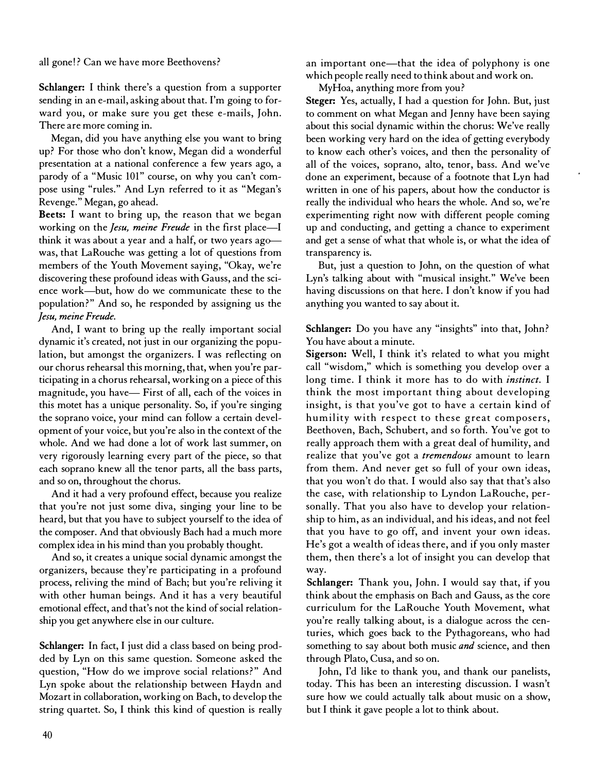all gone!? Can we have more Beethovens?

**Schlanger:** I think there's a question from a supporter sending in an e-mail, asking about that. I'm going to forward you, or make sure you get these e-mails, John. There are more coming in.

Megan, did you have anything else you want to bring up? For those who don't know, Megan did a wonderful presentation at a national conference a few years ago, a parody of a "Music 101" course, on why you can't compose using "rules." And Lyn referred to it as "Megan's Revenge." Megan, go ahead.

**Beets:** I want to bring up, the reason that we began working on the *Jesu, meine Freude* in the first place—I think it was about a year and a half, or two years ago—was, that LaRouche was getting a lot of questions from members of the Youth Movement saying, "Okay, we're discovering these profound ideas with Gauss, and the science work—but, how do we communicate these to the population?" And so, he responded by assigning us the *Jesu, meine Freude.*

And, I want to bring up the really important social dynamic it's created, not just in our organizing the population, but amongst the organizers. I was reflecting on our chorus rehearsal this morning, that, when you're participating in a chorus rehearsal, working on a piece of this magnitude, you have— First of all, each of the voices in this motet has a unique personality. So, if you're singing the soprano voice, your mind can follow a certain development of your voice, but you're also in the context of the whole. And we had done a lot of work last summer, on very rigorously learning every part of the piece, so that each soprano knew all the tenor parts, all the bass parts, and so on, throughout the chorus.

And it had a very profound effect, because you realize that you're not just some diva, singing your line to be heard, but that you have to subject yourself to the idea of the composer. And that obviously Bach had a much more complex idea in his mind than you probably thought.

And so, it creates a unique social dynamic amongst the organizers, because they're participating in a profound process, reliving the mind of Bach; but you're reliving it with other human beings. And it has a very beautiful emotional effect, and that's not the kind of social relationship you get anywhere else in our culture.

**Schlanger:** In fact, I just did a class based on being prodded by Lyn on this same question. Someone asked the question, "How do we improve social relations?" And Lyn spoke about the relationship between Haydn and Mozart in collaboration, working on Bach, to develop the string quartet. So, I think this kind of question is really an important one—that the idea of polyphony is one which people really need to think about and work on.

MyHoa, anything more from you?

**Steger:** Yes, actually, I had a question for John. But, just to comment on what Megan and Jenny have been saying about this social dynamic within the chorus: We've really been working very hard on the idea of getting everybody to know each other's voices, and then the personality of all of the voices, soprano, alto, tenor, bass. And we've done an experiment, because of a footnote that Lyn had written in one of his papers, about how the conductor is really the individual who hears the whole. And so, we're experimenting right now with different people coming up and conducting, and getting a chance to experiment and get a sense of what that whole is, or what the idea of transparency is.

But, just a question to John, on the question of what Lyn's talking about with "musical insight." We've been having discussions on that here. I don't know if you had anything you wanted to say about it.

**Schlanger:** Do you have any "insights" into that, John? You have about a minute.

**Sigerson:** Well, I think it's related to what you might call "wisdom," which is something you develop over a long time. I think it more has to do with *instinct.* I think the most important thing about developing insight, is that you've got to have a certain kind of humility with respect to these great composers, Beethoven, Bach, Schubert, and so forth. You've got to really approach them with a great deal of humility, and realize that you've got a *tremendous* amount to learn from them. And never get so full of your own ideas, that you won't do that. I would also say that that's also the case, with relationship to Lyndon LaRouche, personally. That you also have to develop your relationship to him, as an individual, and his ideas, and not feel that you have to go off, and invent your own ideas. He's got a wealth of ideas there, and if you only master them, then there's a lot of insight you can develop that way.

**Schlanger:** Thank you, John. I would say that, if you think about the emphasis on Bach and Gauss, as the core curriculum for the LaRouche Youth Movement, what you're really talking about, is a dialogue across the centuries, which goes back to the Pythagoreans, who had something to say about both music *and* science, and then through Plato, Cusa, and so on.

John, I'd like to thank you, and thank our panelists, today. This has been an interesting discussion. I wasn't sure how we could actually talk about music on a show, but I think it gave people a lot to think about.